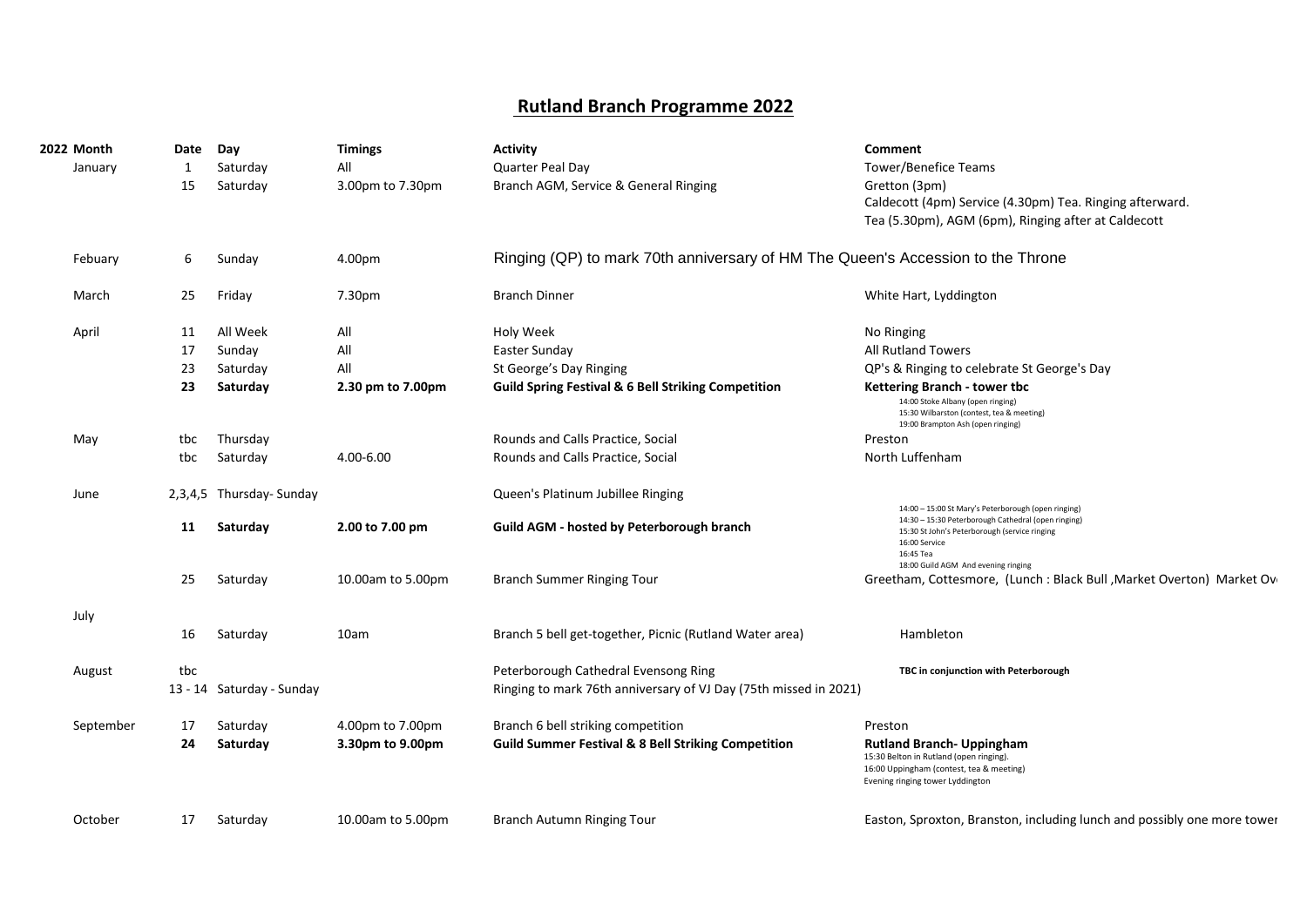# Rutland Branch Programme 2022

| 2022 Month | Date | Day | Timings | Activity | Comment |
|---|---|---|---|---|---|
| January | 1 | Saturday | All | Quarter Peal Day | Tower/Benefice Teams |
| | 15 | Saturday | 3.00pm to 7.30pm | Branch AGM, Service & General Ringing | Gretton (3pm)<br>Caldecott (4pm) Service (4.30pm) Tea. Ringing afterward.<br>Tea (5.30pm), AGM (6pm), Ringing after at Caldecott |
| Febuary | 6 | Sunday | 4.00pm | Ringing (QP) to mark 70th anniversary of HM The Queen's Accession to the Throne | |
| March | 25 | Friday | 7.30pm | Branch Dinner | White Hart, Lyddington |
| April | 11 | All Week | All | Holy Week | No Ringing |
| | 17 | Sunday | All | Easter Sunday | All Rutland Towers |
| | 23 | Saturday | All | St George's Day Ringing | QP's & Ringing to celebrate St George's Day |
| | **23** | **Saturday** | **2.30 pm to 7.00pm** | **Guild Spring Festival & 6 Bell Striking Competition** | **Kettering Branch - tower tbc**<br>14:00 Stoke Albany (open ringing)<br>15:30 Wilbarston (contest, tea & meeting)<br>19:00 Brampton Ash (open ringing) |
| May | tbc | Thursday | | Rounds and Calls Practice, Social | Preston |
| | tbc | Saturday | 4.00-6.00 | Rounds and Calls Practice, Social | North Luffenham |
| June | 2,3,4,5 | Thursday- Sunday | | Queen's Platinum Jubillee Ringing | |
| | **11** | **Saturday** | **2.00 to 7.00 pm** | **Guild AGM - hosted by Peterborough branch** | 14:00 – 15:00 St Mary's Peterborough (open ringing)<br>14:30 – 15:30 Peterborough Cathedral (open ringing)<br>15:30 St John's Peterborough (service ringing<br>16:00 Service<br>16:45 Tea<br>18:00 Guild AGM And evening ringing |
| | 25 | Saturday | 10.00am to 5.00pm | Branch Summer Ringing Tour | Greetham, Cottesmore, (Lunch : Black Bull ,Market Overton) Market Ov |
| July | 16 | Saturday | 10am | Branch 5 bell get-together, Picnic (Rutland Water area) | Hambleton |
| August | tbc | | | Peterborough Cathedral Evensong Ring | **TBC in conjunction with Peterborough** |
| | 13 - 14 | Saturday - Sunday | | Ringing to mark 76th anniversary of VJ Day (75th missed in 2021) | |
| September | 17 | Saturday | 4.00pm to 7.00pm | Branch 6 bell striking competition | Preston |
| | **24** | **Saturday** | **3.30pm to 9.00pm** | **Guild Summer Festival & 8 Bell Striking Competition** | **Rutland Branch- Uppingham**<br>15:30 Belton in Rutland (open ringing).<br>16:00 Uppingham (contest, tea & meeting)<br>Evening ringing tower Lyddington |
| October | 17 | Saturday | 10.00am to 5.00pm | Branch Autumn Ringing Tour | Easton, Sproxton, Branston, including lunch and possibly one more tower |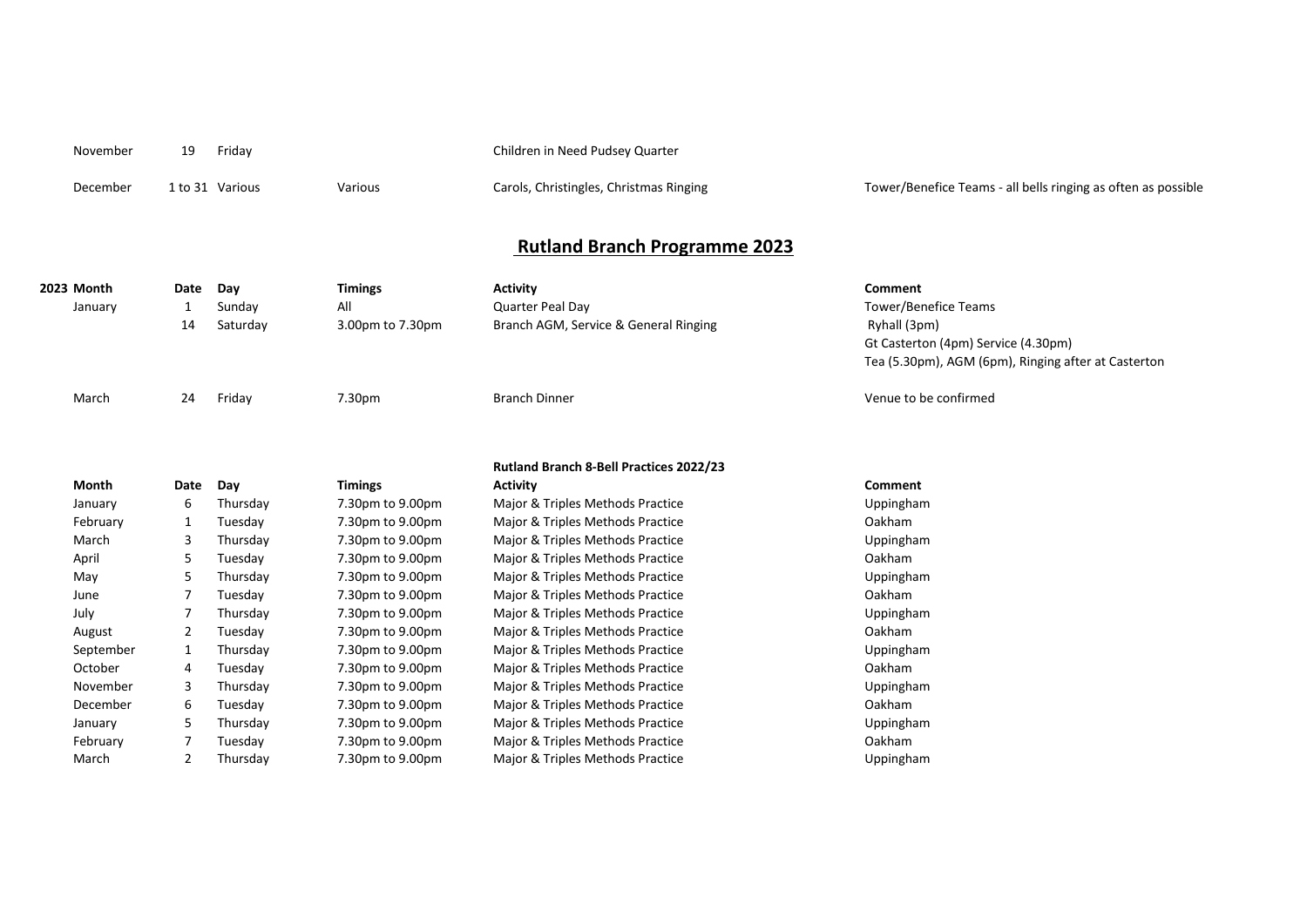| | | | | | |
|---|---|---|---|---|---|
| November | 19 | Friday | | Children in Need Pudsey Quarter | |
| December | 1 to 31 | Various | Various | Carols, Christingles, Christmas Ringing | Tower/Benefice Teams - all bells ringing as often as possible |

## Rutland Branch Programme 2023

| 2023 Month | Date | Day | Timings | Activity | Comment |
|---|---|---|---|---|---|
| January | 1 | Sunday | All | Quarter Peal Day | Tower/Benefice Teams |
| | 14 | Saturday | 3.00pm to 7.30pm | Branch AGM, Service & General Ringing | Ryhall (3pm)<br>Gt Casterton (4pm) Service (4.30pm)<br>Tea (5.30pm), AGM (6pm), Ringing after at Casterton |
| March | 24 | Friday | 7.30pm | Branch Dinner | Venue to be confirmed |

**Rutland Branch 8-Bell Practices 2022/23**

| Month | Date | Day | Timings | Activity | Comment |
|---|---|---|---|---|---|
| January | 6 | Thursday | 7.30pm to 9.00pm | Major & Triples Methods Practice | Uppingham |
| February | 1 | Tuesday | 7.30pm to 9.00pm | Major & Triples Methods Practice | Oakham |
| March | 3 | Thursday | 7.30pm to 9.00pm | Major & Triples Methods Practice | Uppingham |
| April | 5 | Tuesday | 7.30pm to 9.00pm | Major & Triples Methods Practice | Oakham |
| May | 5 | Thursday | 7.30pm to 9.00pm | Major & Triples Methods Practice | Uppingham |
| June | 7 | Tuesday | 7.30pm to 9.00pm | Major & Triples Methods Practice | Oakham |
| July | 7 | Thursday | 7.30pm to 9.00pm | Major & Triples Methods Practice | Uppingham |
| August | 2 | Tuesday | 7.30pm to 9.00pm | Major & Triples Methods Practice | Oakham |
| September | 1 | Thursday | 7.30pm to 9.00pm | Major & Triples Methods Practice | Uppingham |
| October | 4 | Tuesday | 7.30pm to 9.00pm | Major & Triples Methods Practice | Oakham |
| November | 3 | Thursday | 7.30pm to 9.00pm | Major & Triples Methods Practice | Uppingham |
| December | 6 | Tuesday | 7.30pm to 9.00pm | Major & Triples Methods Practice | Oakham |
| January | 5 | Thursday | 7.30pm to 9.00pm | Major & Triples Methods Practice | Uppingham |
| February | 7 | Tuesday | 7.30pm to 9.00pm | Major & Triples Methods Practice | Oakham |
| March | 2 | Thursday | 7.30pm to 9.00pm | Major & Triples Methods Practice | Uppingham |